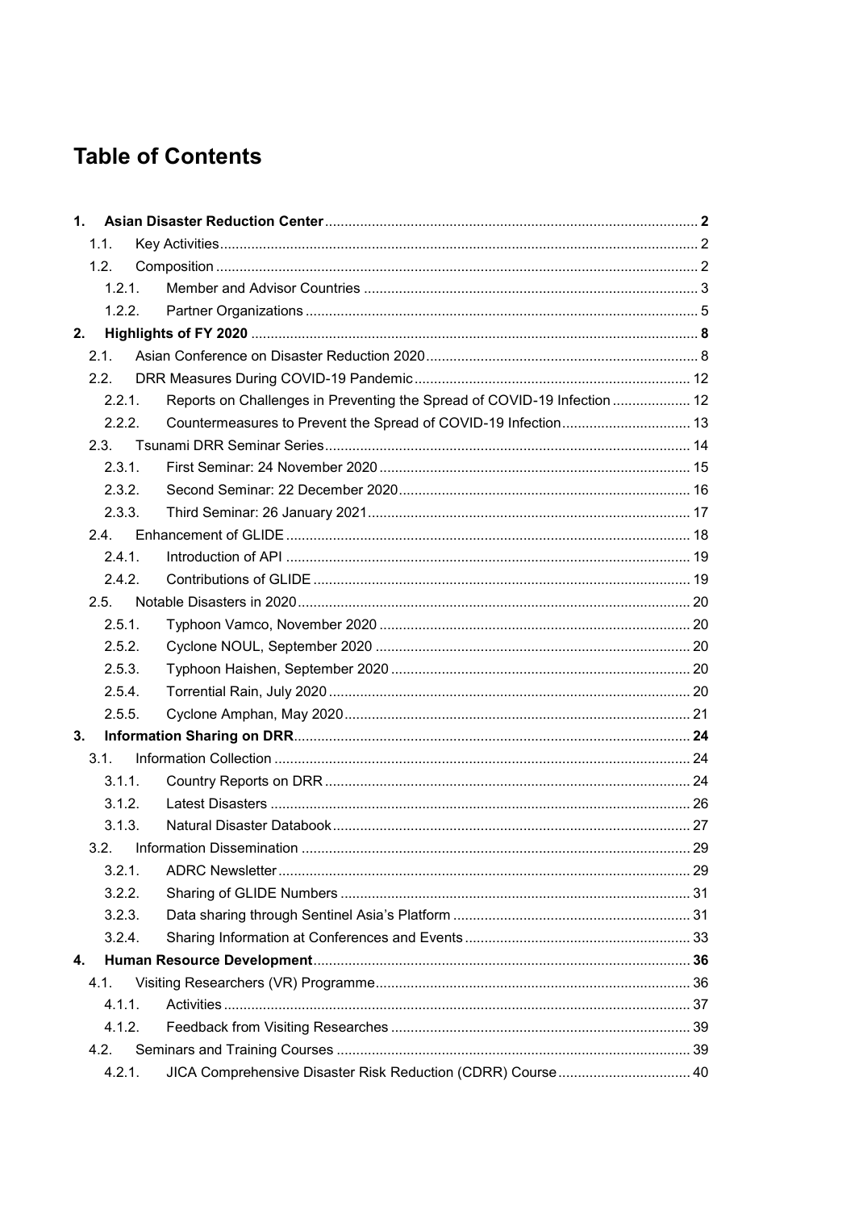# Table of Contents

- **1. Asian Disaster Reduction Center** .......... **2**
  - 1.1. Key Activities .......... 2
  - 1.2. Composition .......... 2
    - 1.2.1. Member and Advisor Countries .......... 3
    - 1.2.2. Partner Organizations .......... 5
- **2. Highlights of FY 2020** .......... **8**
  - 2.1. Asian Conference on Disaster Reduction 2020 .......... 8
  - 2.2. DRR Measures During COVID-19 Pandemic .......... 12
    - 2.2.1. Reports on Challenges in Preventing the Spread of COVID-19 Infection .......... 12
    - 2.2.2. Countermeasures to Prevent the Spread of COVID-19 Infection .......... 13
  - 2.3. Tsunami DRR Seminar Series .......... 14
    - 2.3.1. First Seminar: 24 November 2020 .......... 15
    - 2.3.2. Second Seminar: 22 December 2020 .......... 16
    - 2.3.3. Third Seminar: 26 January 2021 .......... 17
  - 2.4. Enhancement of GLIDE .......... 18
    - 2.4.1. Introduction of API .......... 19
    - 2.4.2. Contributions of GLIDE .......... 19
  - 2.5. Notable Disasters in 2020 .......... 20
    - 2.5.1. Typhoon Vamco, November 2020 .......... 20
    - 2.5.2. Cyclone NOUL, September 2020 .......... 20
    - 2.5.3. Typhoon Haishen, September 2020 .......... 20
    - 2.5.4. Torrential Rain, July 2020 .......... 20
    - 2.5.5. Cyclone Amphan, May 2020 .......... 21
- **3. Information Sharing on DRR** .......... **24**
  - 3.1. Information Collection .......... 24
    - 3.1.1. Country Reports on DRR .......... 24
    - 3.1.2. Latest Disasters .......... 26
    - 3.1.3. Natural Disaster Databook .......... 27
  - 3.2. Information Dissemination .......... 29
    - 3.2.1. ADRC Newsletter .......... 29
    - 3.2.2. Sharing of GLIDE Numbers .......... 31
    - 3.2.3. Data sharing through Sentinel Asia's Platform .......... 31
    - 3.2.4. Sharing Information at Conferences and Events .......... 33
- **4. Human Resource Development** .......... **36**
  - 4.1. Visiting Researchers (VR) Programme .......... 36
    - 4.1.1. Activities .......... 37
    - 4.1.2. Feedback from Visiting Researches .......... 39
  - 4.2. Seminars and Training Courses .......... 39
    - 4.2.1. JICA Comprehensive Disaster Risk Reduction (CDRR) Course .......... 40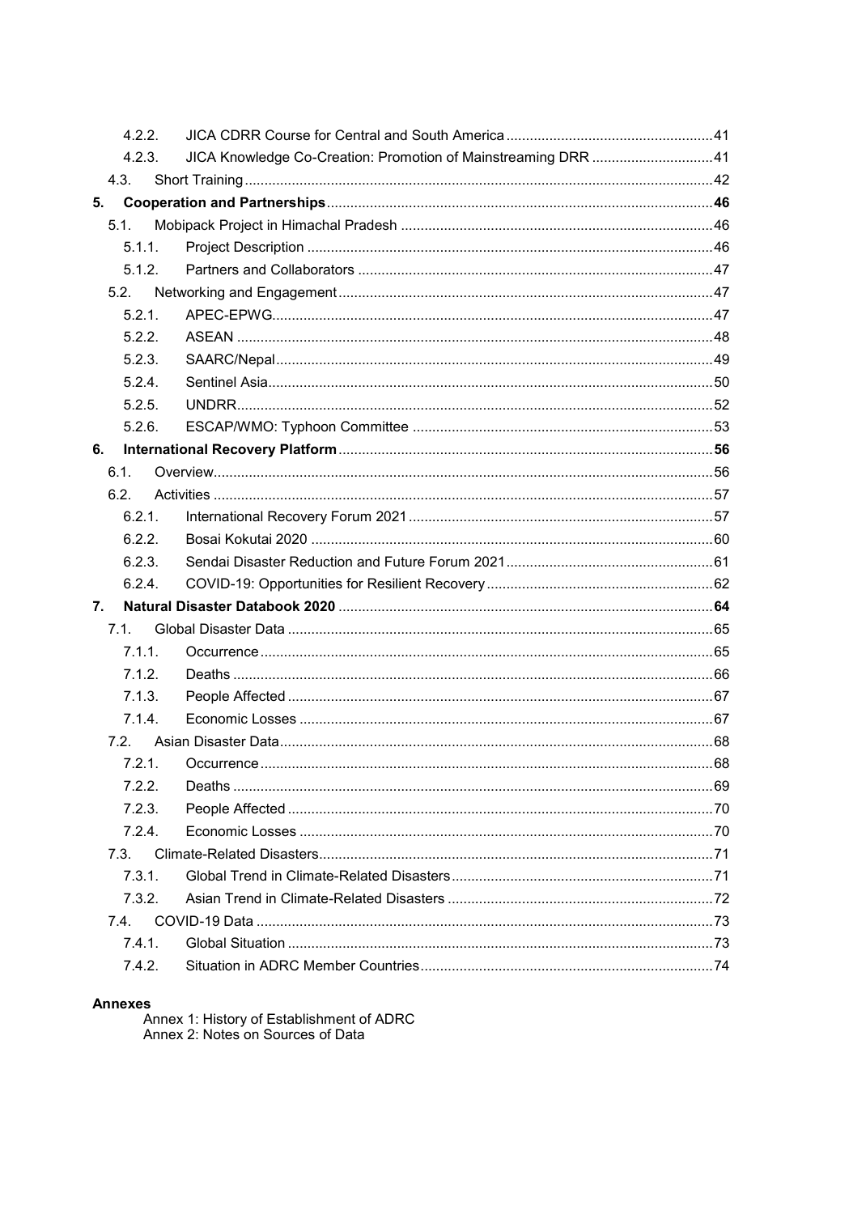4.2.2. JICA CDRR Course for Central and South America ..... 41

4.2.3. JICA Knowledge Co-Creation: Promotion of Mainstreaming DRR ..... 41

4.3. Short Training ..... 42

**5. Cooperation and Partnerships ..... 46**

5.1. Mobipack Project in Himachal Pradesh ..... 46

5.1.1. Project Description ..... 46

5.1.2. Partners and Collaborators ..... 47

5.2. Networking and Engagement ..... 47

5.2.1. APEC-EPWG ..... 47

5.2.2. ASEAN ..... 48

5.2.3. SAARC/Nepal ..... 49

5.2.4. Sentinel Asia ..... 50

5.2.5. UNDRR ..... 52

5.2.6. ESCAP/WMO: Typhoon Committee ..... 53

**6. International Recovery Platform ..... 56**

6.1. Overview ..... 56

6.2. Activities ..... 57

6.2.1. International Recovery Forum 2021 ..... 57

6.2.2. Bosai Kokutai 2020 ..... 60

6.2.3. Sendai Disaster Reduction and Future Forum 2021 ..... 61

6.2.4. COVID-19: Opportunities for Resilient Recovery ..... 62

**7. Natural Disaster Databook 2020 ..... 64**

7.1. Global Disaster Data ..... 65

7.1.1. Occurrence ..... 65

7.1.2. Deaths ..... 66

7.1.3. People Affected ..... 67

7.1.4. Economic Losses ..... 67

7.2. Asian Disaster Data ..... 68

7.2.1. Occurrence ..... 68

7.2.2. Deaths ..... 69

7.2.3. People Affected ..... 70

7.2.4. Economic Losses ..... 70

7.3. Climate-Related Disasters ..... 71

7.3.1. Global Trend in Climate-Related Disasters ..... 71

7.3.2. Asian Trend in Climate-Related Disasters ..... 72

7.4. COVID-19 Data ..... 73

7.4.1. Global Situation ..... 73

7.4.2. Situation in ADRC Member Countries ..... 74

**Annexes**

Annex 1: History of Establishment of ADRC
Annex 2: Notes on Sources of Data